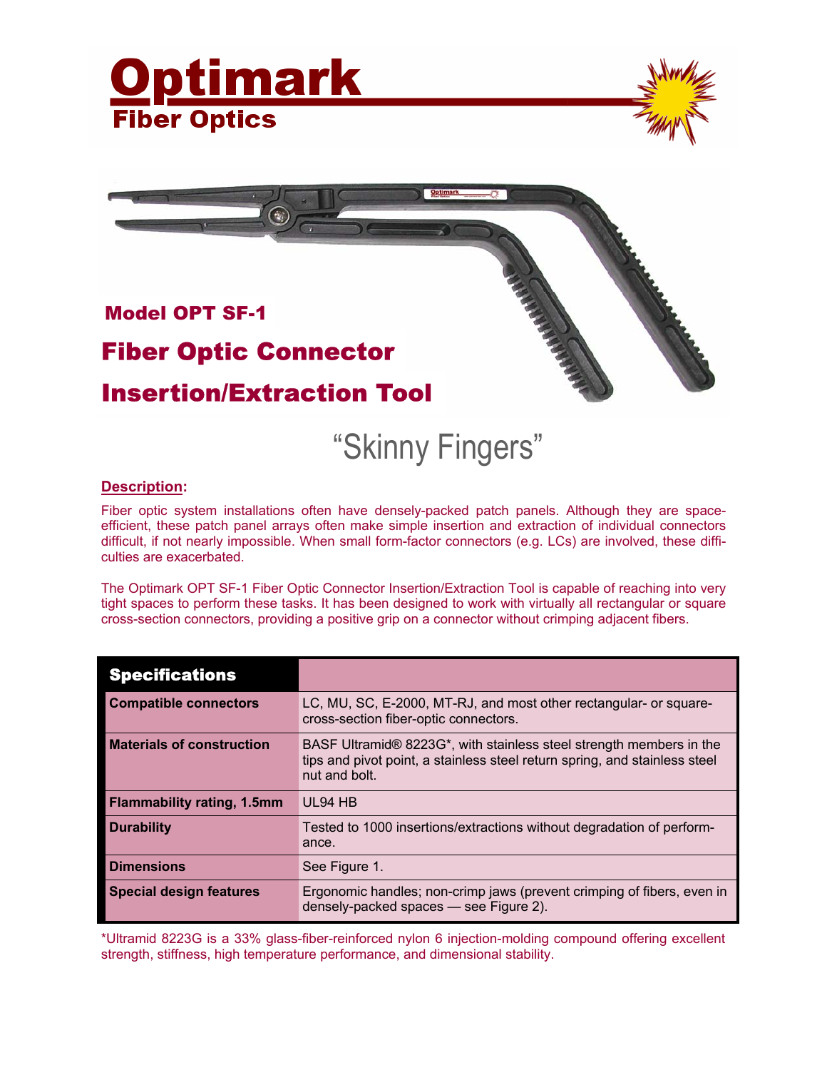# Optimark
## Fiber Optics

### Model OPT SF-1

# Fiber Optic Connector Insertion/Extraction Tool

## "Skinny Fingers"

**Description:**

Fiber optic system installations often have densely-packed patch panels. Although they are space-efficient, these patch panel arrays often make simple insertion and extraction of individual connectors difficult, if not nearly impossible. When small form-factor connectors (e.g. LCs) are involved, these difficulties are exacerbated.

The Optimark OPT SF-1 Fiber Optic Connector Insertion/Extraction Tool is capable of reaching into very tight spaces to perform these tasks. It has been designed to work with virtually all rectangular or square cross-section connectors, providing a positive grip on a connector without crimping adjacent fibers.

| Specifications | |
|---|---|
| **Compatible connectors** | LC, MU, SC, E-2000, MT-RJ, and most other rectangular- or square-cross-section fiber-optic connectors. |
| **Materials of construction** | BASF Ultramid® 8223G*, with stainless steel strength members in the tips and pivot point, a stainless steel return spring, and stainless steel nut and bolt. |
| **Flammability rating, 1.5mm** | UL94 HB |
| **Durability** | Tested to 1000 insertions/extractions without degradation of performance. |
| **Dimensions** | See Figure 1. |
| **Special design features** | Ergonomic handles; non-crimp jaws (prevent crimping of fibers, even in densely-packed spaces — see Figure 2). |

*Ultramid 8223G is a 33% glass-fiber-reinforced nylon 6 injection-molding compound offering excellent strength, stiffness, high temperature performance, and dimensional stability.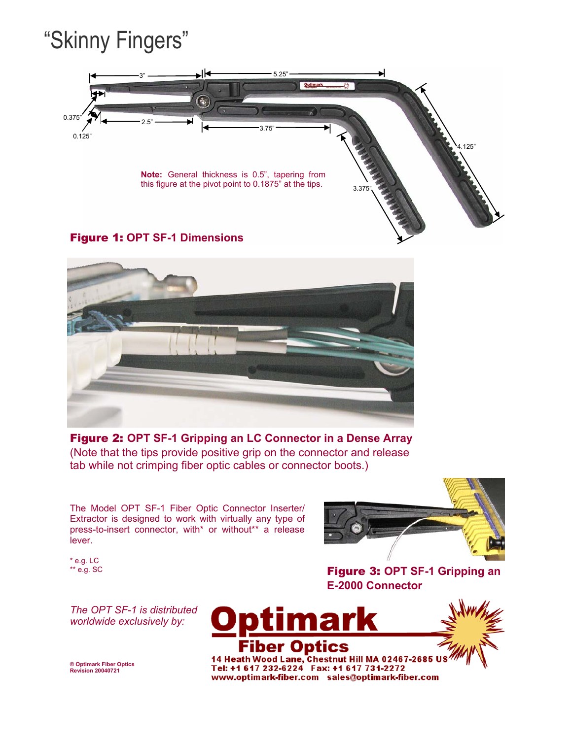# "Skinny Fingers"

3"

5.25"

0.375"

0.125"

2.5"

3.75"

4.125"

3.375"

**Note:** General thickness is 0.5", tapering from this figure at the pivot point to 0.1875" at the tips.

**Figure 1:** **OPT SF-1 Dimensions**

**Figure 2:** **OPT SF-1 Gripping an LC Connector in a Dense Array**
(Note that the tips provide positive grip on the connector and release tab while not crimping fiber optic cables or connector boots.)

The Model OPT SF-1 Fiber Optic Connector Inserter/ Extractor is designed to work with virtually any type of press-to-insert connector, with* or without** a release lever.

* e.g. LC
** e.g. SC

**Figure 3:** **OPT SF-1 Gripping an E-2000 Connector**

*The OPT SF-1 is distributed worldwide exclusively by:*

**Optimark**
**Fiber Optics**
**14 Heath Wood Lane, Chestnut Hill MA 02467-2685 US**
**Tel: +1 617 232-6224 Fax: +1 617 731-2272**
**www.optimark-fiber.com sales@optimark-fiber.com**

**© Optimark Fiber Optics**
**Revision 20040721**